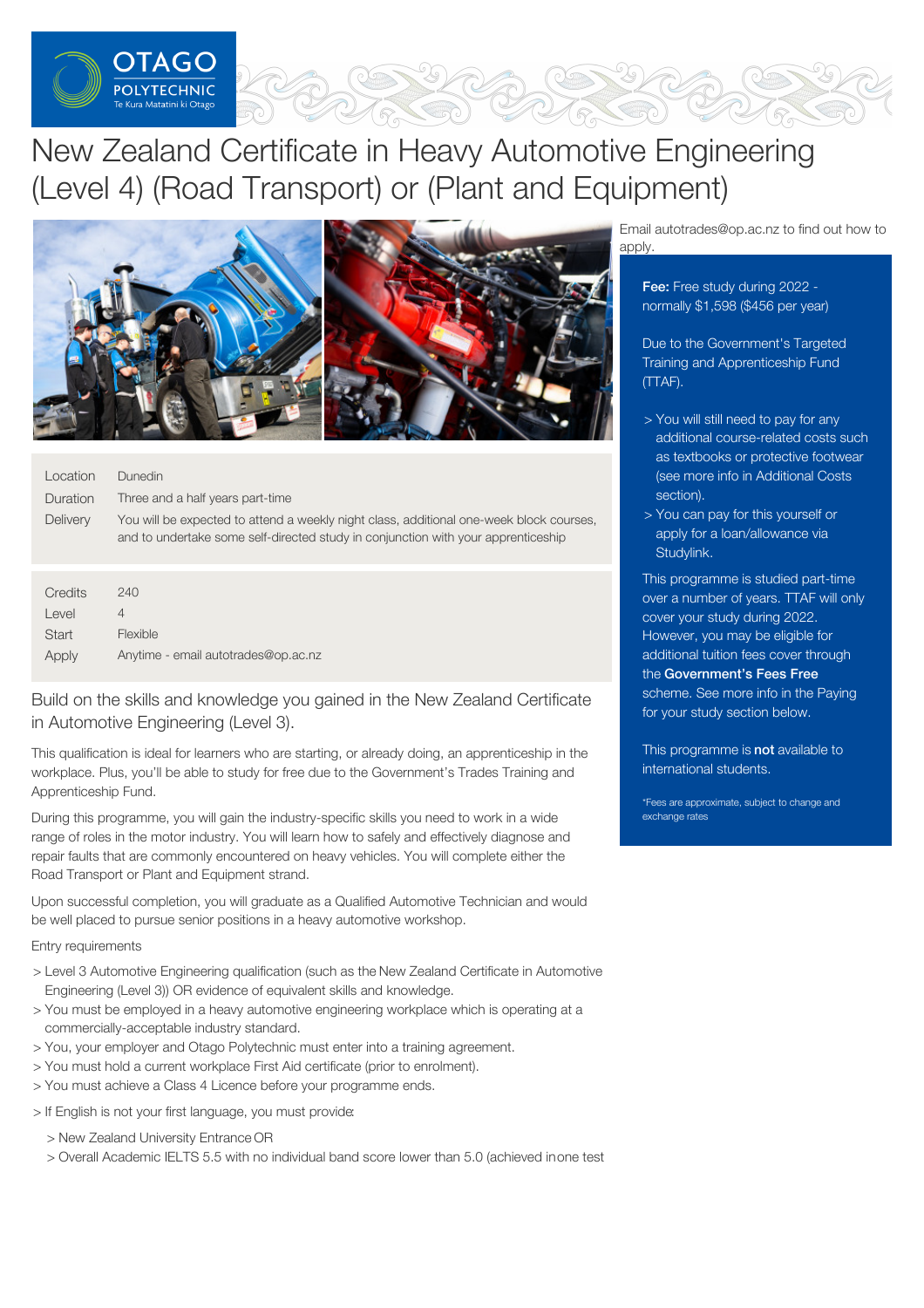# New Zealand Certificate in Heavy Automotive Engineering (Level 4) (Road Transport) or (Plant and Equipment)

| | |
|---|---|
| Location | Dunedin |
| Duration | Three and a half years part-time |
| Delivery | You will be expected to attend a weekly night class, additional one-week block courses, and to undertake some self-directed study in conjunction with your apprenticeship |

| | |
|---|---|
| Credits | 240 |
| Level | 4 |
| Start | Flexible |
| Apply | Anytime - email autotrades@op.ac.nz |

Email autotrades@op.ac.nz to find out how to apply.

**Fee:** Free study during 2022 - normally $1,598 ($456 per year)

Due to the Government's Targeted Training and Apprenticeship Fund (TTAF).

> You will still need to pay for any additional course-related costs such as textbooks or protective footwear (see more info in Additional Costs section).
> You can pay for this yourself or apply for a loan/allowance via Studylink.

This programme is studied part-time over a number of years. TTAF will only cover your study during 2022. However, you may be eligible for additional tuition fees cover through the **Government's Fees Free** scheme. See more info in the Paying for your study section below.

This programme is **not** available to international students.

*Fees are approximate, subject to change and exchange rates

## Build on the skills and knowledge you gained in the New Zealand Certificate in Automotive Engineering (Level 3).

This qualification is ideal for learners who are starting, or already doing, an apprenticeship in the workplace. Plus, you'll be able to study for free due to the Government's Trades Training and Apprenticeship Fund.

During this programme, you will gain the industry-specific skills you need to work in a wide range of roles in the motor industry. You will learn how to safely and effectively diagnose and repair faults that are commonly encountered on heavy vehicles. You will complete either the Road Transport or Plant and Equipment strand.

Upon successful completion, you will graduate as a Qualified Automotive Technician and would be well placed to pursue senior positions in a heavy automotive workshop.

Entry requirements

> Level 3 Automotive Engineering qualification (such as the New Zealand Certificate in Automotive Engineering (Level 3)) OR evidence of equivalent skills and knowledge.
> You must be employed in a heavy automotive engineering workplace which is operating at a commercially-acceptable industry standard.
> You, your employer and Otago Polytechnic must enter into a training agreement.
> You must hold a current workplace First Aid certificate (prior to enrolment).
> You must achieve a Class 4 Licence before your programme ends.

> If English is not your first language, you must provide:

> New Zealand University Entrance OR
> Overall Academic IELTS 5.5 with no individual band score lower than 5.0 (achieved in one test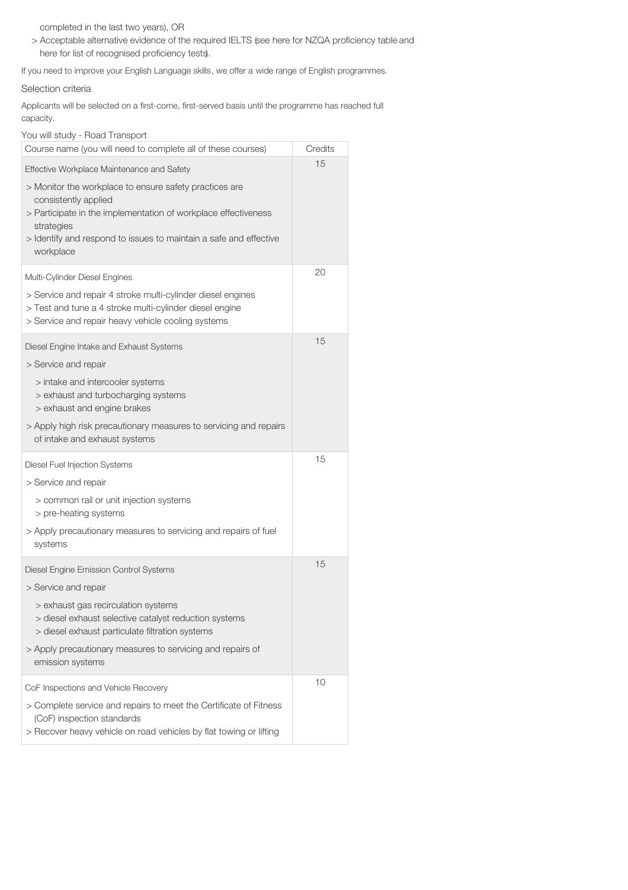completed in the last two years), OR

- Acceptable alternative evidence of the required IELTS (see here for NZQA proficiency table and here for list of recognised proficiency tests).

If you need to improve your English Language skills, we offer a wide range of English programmes.

### Selection criteria

Applicants will be selected on a first-come, first-served basis until the programme has reached full capacity.

### You will study - Road Transport

| Course name (you will need to complete all of these courses) | Credits |
| --- | --- |
| **Effective Workplace Maintenance and Safety**<br>> Monitor the workplace to ensure safety practices are consistently applied<br>> Participate in the implementation of workplace effectiveness strategies<br>> Identify and respond to issues to maintain a safe and effective workplace | 15 |
| **Multi-Cylinder Diesel Engines**<br>> Service and repair 4 stroke multi-cylinder diesel engines<br>> Test and tune a 4 stroke multi-cylinder diesel engine<br>> Service and repair heavy vehicle cooling systems | 20 |
| **Diesel Engine Intake and Exhaust Systems**<br>> Service and repair<br>> intake and intercooler systems<br>> exhaust and turbocharging systems<br>> exhaust and engine brakes<br>> Apply high risk precautionary measures to servicing and repairs of intake and exhaust systems | 15 |
| **Diesel Fuel Injection Systems**<br>> Service and repair<br>> common rail or unit injection systems<br>> pre-heating systems<br>> Apply precautionary measures to servicing and repairs of fuel systems | 15 |
| **Diesel Engine Emission Control Systems**<br>> Service and repair<br>> exhaust gas recirculation systems<br>> diesel exhaust selective catalyst reduction systems<br>> diesel exhaust particulate filtration systems<br>> Apply precautionary measures to servicing and repairs of emission systems | 15 |
| **CoF Inspections and Vehicle Recovery**<br>> Complete service and repairs to meet the Certificate of Fitness (CoF) inspection standards<br>> Recover heavy vehicle on road vehicles by flat towing or lifting | 10 |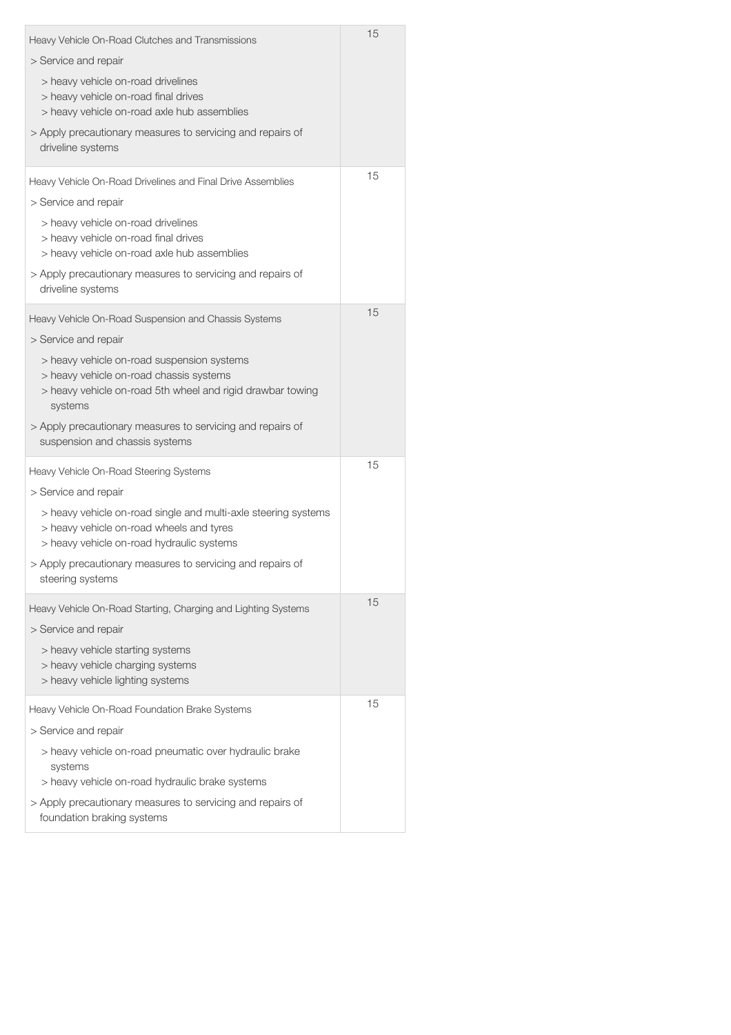| | |
|---|---|
| Heavy Vehicle On-Road Clutches and Transmissions<br>> Service and repair<br>&nbsp;&nbsp;> heavy vehicle on-road drivelines<br>&nbsp;&nbsp;> heavy vehicle on-road final drives<br>&nbsp;&nbsp;> heavy vehicle on-road axle hub assemblies<br>> Apply precautionary measures to servicing and repairs of driveline systems | 15 |
| Heavy Vehicle On-Road Drivelines and Final Drive Assemblies<br>> Service and repair<br>&nbsp;&nbsp;> heavy vehicle on-road drivelines<br>&nbsp;&nbsp;> heavy vehicle on-road final drives<br>&nbsp;&nbsp;> heavy vehicle on-road axle hub assemblies<br>> Apply precautionary measures to servicing and repairs of driveline systems | 15 |
| Heavy Vehicle On-Road Suspension and Chassis Systems<br>> Service and repair<br>&nbsp;&nbsp;> heavy vehicle on-road suspension systems<br>&nbsp;&nbsp;> heavy vehicle on-road chassis systems<br>&nbsp;&nbsp;> heavy vehicle on-road 5th wheel and rigid drawbar towing systems<br>> Apply precautionary measures to servicing and repairs of suspension and chassis systems | 15 |
| Heavy Vehicle On-Road Steering Systems<br>> Service and repair<br>&nbsp;&nbsp;> heavy vehicle on-road single and multi-axle steering systems<br>&nbsp;&nbsp;> heavy vehicle on-road wheels and tyres<br>&nbsp;&nbsp;> heavy vehicle on-road hydraulic systems<br>> Apply precautionary measures to servicing and repairs of steering systems | 15 |
| Heavy Vehicle On-Road Starting, Charging and Lighting Systems<br>> Service and repair<br>&nbsp;&nbsp;> heavy vehicle starting systems<br>&nbsp;&nbsp;> heavy vehicle charging systems<br>&nbsp;&nbsp;> heavy vehicle lighting systems | 15 |
| Heavy Vehicle On-Road Foundation Brake Systems<br>> Service and repair<br>&nbsp;&nbsp;> heavy vehicle on-road pneumatic over hydraulic brake systems<br>&nbsp;&nbsp;> heavy vehicle on-road hydraulic brake systems<br>> Apply precautionary measures to servicing and repairs of foundation braking systems | 15 |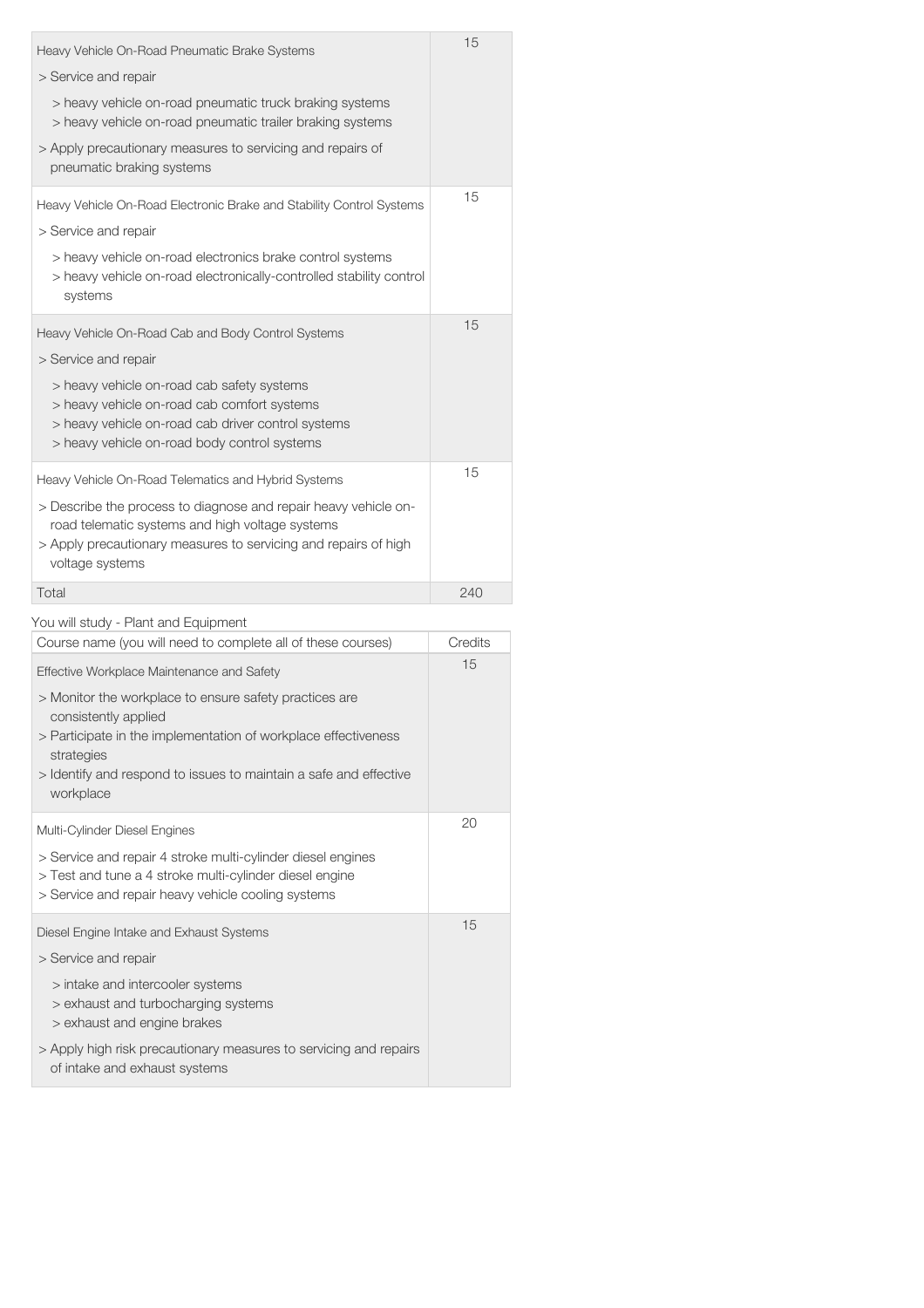| Course name | Credits |
| --- | --- |
| Heavy Vehicle On-Road Pneumatic Brake Systems<br>> Service and repair<br>> heavy vehicle on-road pneumatic truck braking systems<br>> heavy vehicle on-road pneumatic trailer braking systems<br>> Apply precautionary measures to servicing and repairs of pneumatic braking systems | 15 |
| Heavy Vehicle On-Road Electronic Brake and Stability Control Systems<br>> Service and repair<br>> heavy vehicle on-road electronics brake control systems<br>> heavy vehicle on-road electronically-controlled stability control systems | 15 |
| Heavy Vehicle On-Road Cab and Body Control Systems<br>> Service and repair<br>> heavy vehicle on-road cab safety systems<br>> heavy vehicle on-road cab comfort systems<br>> heavy vehicle on-road cab driver control systems<br>> heavy vehicle on-road body control systems | 15 |
| Heavy Vehicle On-Road Telematics and Hybrid Systems<br>> Describe the process to diagnose and repair heavy vehicle on-road telematic systems and high voltage systems<br>> Apply precautionary measures to servicing and repairs of high voltage systems | 15 |
| Total | 240 |

You will study - Plant and Equipment

| Course name (you will need to complete all of these courses) | Credits |
| --- | --- |
| Effective Workplace Maintenance and Safety<br>> Monitor the workplace to ensure safety practices are consistently applied<br>> Participate in the implementation of workplace effectiveness strategies<br>> Identify and respond to issues to maintain a safe and effective workplace | 15 |
| Multi-Cylinder Diesel Engines<br>> Service and repair 4 stroke multi-cylinder diesel engines<br>> Test and tune a 4 stroke multi-cylinder diesel engine<br>> Service and repair heavy vehicle cooling systems | 20 |
| Diesel Engine Intake and Exhaust Systems<br>> Service and repair<br>> intake and intercooler systems<br>> exhaust and turbocharging systems<br>> exhaust and engine brakes<br>> Apply high risk precautionary measures to servicing and repairs of intake and exhaust systems | 15 |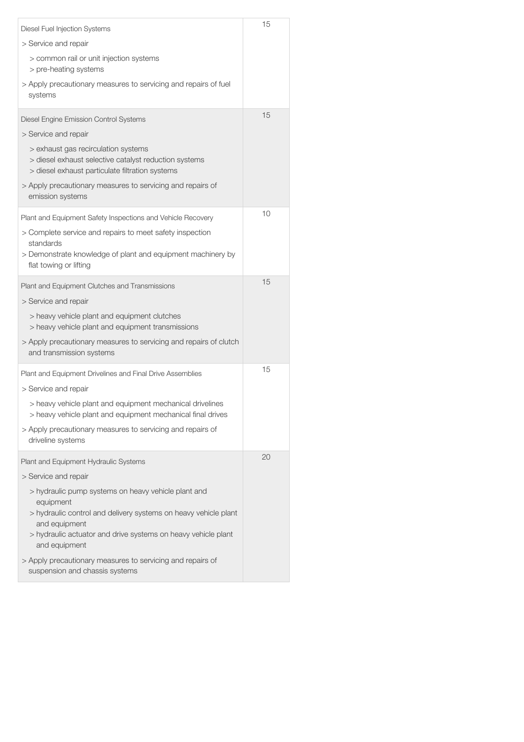| | |
|---|---|
| Diesel Fuel Injection Systems<br>> Service and repair<br>> common rail or unit injection systems<br>> pre-heating systems<br>> Apply precautionary measures to servicing and repairs of fuel systems | 15 |
| Diesel Engine Emission Control Systems<br>> Service and repair<br>> exhaust gas recirculation systems<br>> diesel exhaust selective catalyst reduction systems<br>> diesel exhaust particulate filtration systems<br>> Apply precautionary measures to servicing and repairs of emission systems | 15 |
| Plant and Equipment Safety Inspections and Vehicle Recovery<br>> Complete service and repairs to meet safety inspection standards<br>> Demonstrate knowledge of plant and equipment machinery by flat towing or lifting | 10 |
| Plant and Equipment Clutches and Transmissions<br>> Service and repair<br>> heavy vehicle plant and equipment clutches<br>> heavy vehicle plant and equipment transmissions<br>> Apply precautionary measures to servicing and repairs of clutch and transmission systems | 15 |
| Plant and Equipment Drivelines and Final Drive Assemblies<br>> Service and repair<br>> heavy vehicle plant and equipment mechanical drivelines<br>> heavy vehicle plant and equipment mechanical final drives<br>> Apply precautionary measures to servicing and repairs of driveline systems | 15 |
| Plant and Equipment Hydraulic Systems<br>> Service and repair<br>> hydraulic pump systems on heavy vehicle plant and equipment<br>> hydraulic control and delivery systems on heavy vehicle plant and equipment<br>> hydraulic actuator and drive systems on heavy vehicle plant and equipment<br>> Apply precautionary measures to servicing and repairs of suspension and chassis systems | 20 |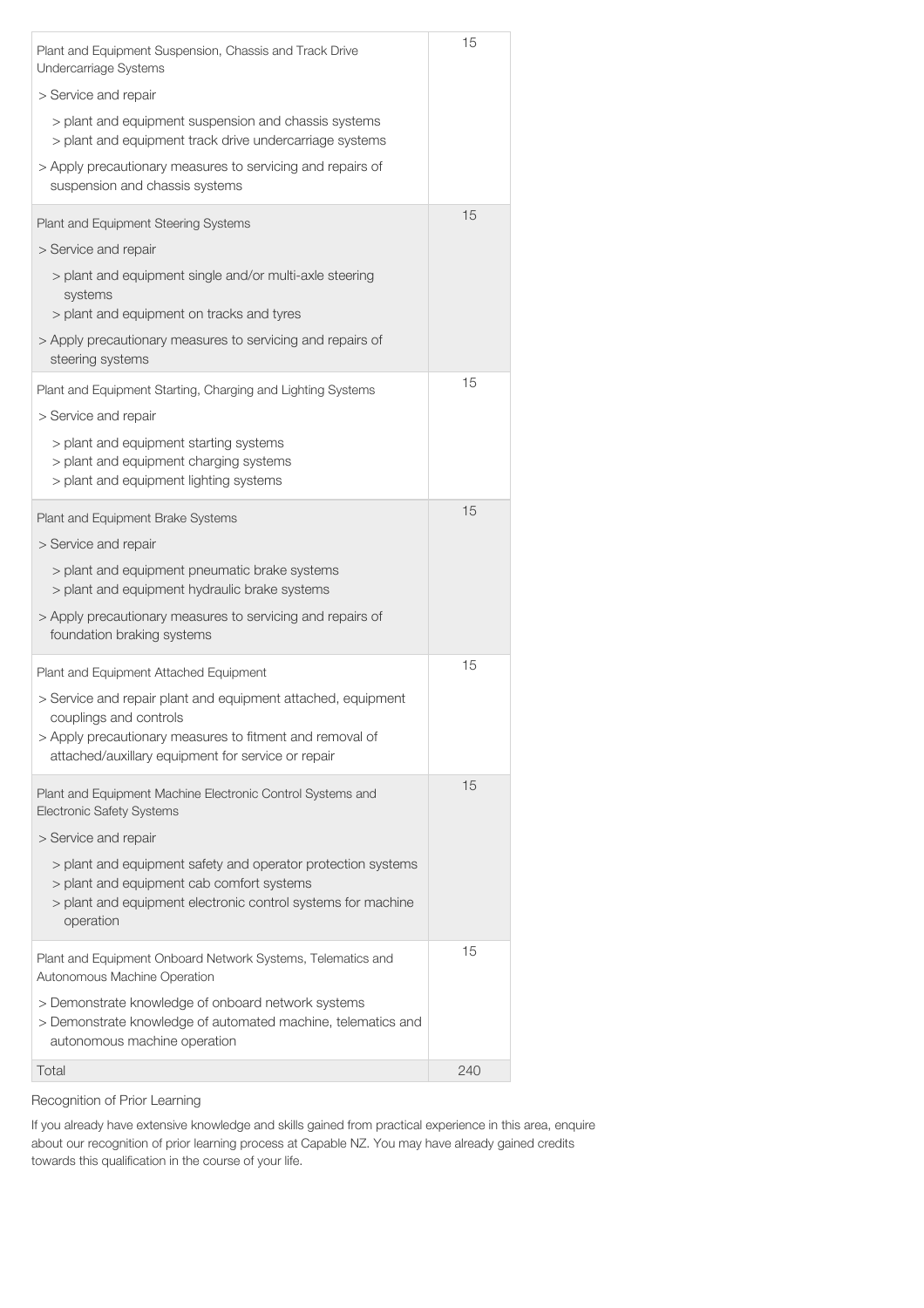| | |
|---|---|
| Plant and Equipment Suspension, Chassis and Track Drive Undercarriage Systems<br>> Service and repair<br>> plant and equipment suspension and chassis systems<br>> plant and equipment track drive undercarriage systems<br>> Apply precautionary measures to servicing and repairs of suspension and chassis systems | 15 |
| Plant and Equipment Steering Systems<br>> Service and repair<br>> plant and equipment single and/or multi-axle steering systems<br>> plant and equipment on tracks and tyres<br>> Apply precautionary measures to servicing and repairs of steering systems | 15 |
| Plant and Equipment Starting, Charging and Lighting Systems<br>> Service and repair<br>> plant and equipment starting systems<br>> plant and equipment charging systems<br>> plant and equipment lighting systems | 15 |
| Plant and Equipment Brake Systems<br>> Service and repair<br>> plant and equipment pneumatic brake systems<br>> plant and equipment hydraulic brake systems<br>> Apply precautionary measures to servicing and repairs of foundation braking systems | 15 |
| Plant and Equipment Attached Equipment<br>> Service and repair plant and equipment attached, equipment couplings and controls<br>> Apply precautionary measures to fitment and removal of attached/auxillary equipment for service or repair | 15 |
| Plant and Equipment Machine Electronic Control Systems and Electronic Safety Systems<br>> Service and repair<br>> plant and equipment safety and operator protection systems<br>> plant and equipment cab comfort systems<br>> plant and equipment electronic control systems for machine operation | 15 |
| Plant and Equipment Onboard Network Systems, Telematics and Autonomous Machine Operation<br>> Demonstrate knowledge of onboard network systems<br>> Demonstrate knowledge of automated machine, telematics and autonomous machine operation | 15 |
| Total | 240 |

Recognition of Prior Learning

If you already have extensive knowledge and skills gained from practical experience in this area, enquire about our recognition of prior learning process at Capable NZ. You may have already gained credits towards this qualification in the course of your life.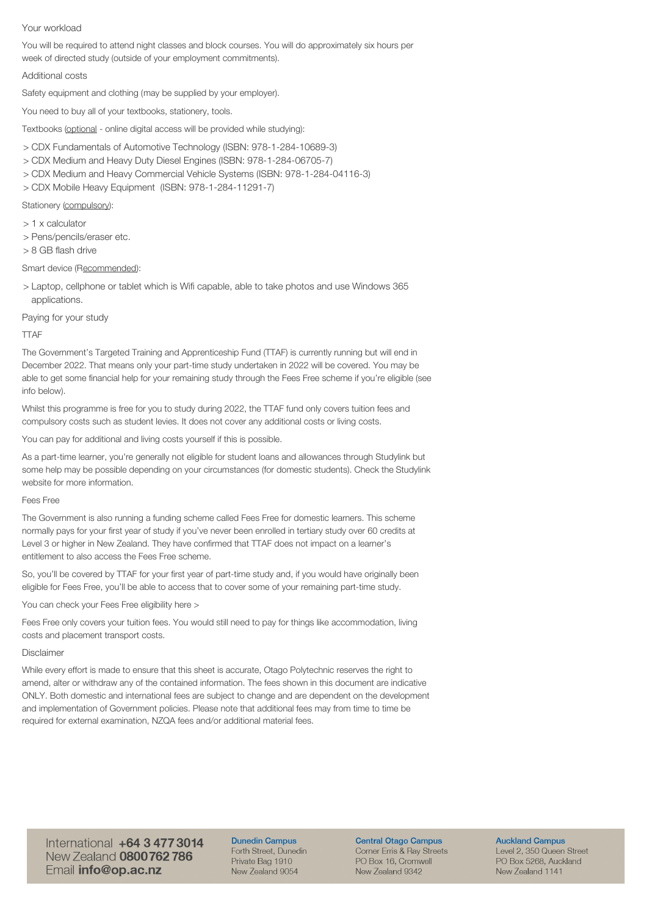## Your workload

You will be required to attend night classes and block courses. You will do approximately six hours per week of directed study (outside of your employment commitments).

## Additional costs

Safety equipment and clothing (may be supplied by your employer).

You need to buy all of your textbooks, stationery, tools.

Textbooks (optional - online digital access will be provided while studying):

> CDX Fundamentals of Automotive Technology (ISBN: 978-1-284-10689-3)
> CDX Medium and Heavy Duty Diesel Engines (ISBN: 978-1-284-06705-7)
> CDX Medium and Heavy Commercial Vehicle Systems (ISBN: 978-1-284-04116-3)
> CDX Mobile Heavy Equipment (ISBN: 978-1-284-11291-7)

Stationery (compulsory):

> 1 x calculator
> Pens/pencils/eraser etc.
> 8 GB flash drive

Smart device (Recommended):

> Laptop, cellphone or tablet which is Wifi capable, able to take photos and use Windows 365 applications.

## Paying for your study

### TTAF

The Government's Targeted Training and Apprenticeship Fund (TTAF) is currently running but will end in December 2022. That means only your part-time study undertaken in 2022 will be covered. You may be able to get some financial help for your remaining study through the Fees Free scheme if you're eligible (see info below).

Whilst this programme is free for you to study during 2022, the TTAF fund only covers tuition fees and compulsory costs such as student levies. It does not cover any additional costs or living costs.

You can pay for additional and living costs yourself if this is possible.

As a part-time learner, you're generally not eligible for student loans and allowances through Studylink but some help may be possible depending on your circumstances (for domestic students). Check the Studylink website for more information.

### Fees Free

The Government is also running a funding scheme called Fees Free for domestic learners. This scheme normally pays for your first year of study if you've never been enrolled in tertiary study over 60 credits at Level 3 or higher in New Zealand. They have confirmed that TTAF does not impact on a learner's entitlement to also access the Fees Free scheme.

So, you'll be covered by TTAF for your first year of part-time study and, if you would have originally been eligible for Fees Free, you'll be able to access that to cover some of your remaining part-time study.

You can check your Fees Free eligibility here >

Fees Free only covers your tuition fees. You would still need to pay for things like accommodation, living costs and placement transport costs.

## Disclaimer

While every effort is made to ensure that this sheet is accurate, Otago Polytechnic reserves the right to amend, alter or withdraw any of the contained information. The fees shown in this document are indicative ONLY. Both domestic and international fees are subject to change and are dependent on the development and implementation of Government policies. Please note that additional fees may from time to time be required for external examination, NZQA fees and/or additional material fees.

International **+64 3 477 3014**
New Zealand **0800 762 786**
Email **info@op.ac.nz**

**Dunedin Campus**
Forth Street, Dunedin
Private Bag 1910
New Zealand 9054

**Central Otago Campus**
Corner Erris & Ray Streets
PO Box 16, Cromwell
New Zealand 9342

**Auckland Campus**
Level 2, 350 Queen Street
PO Box 5268, Auckland
New Zealand 1141